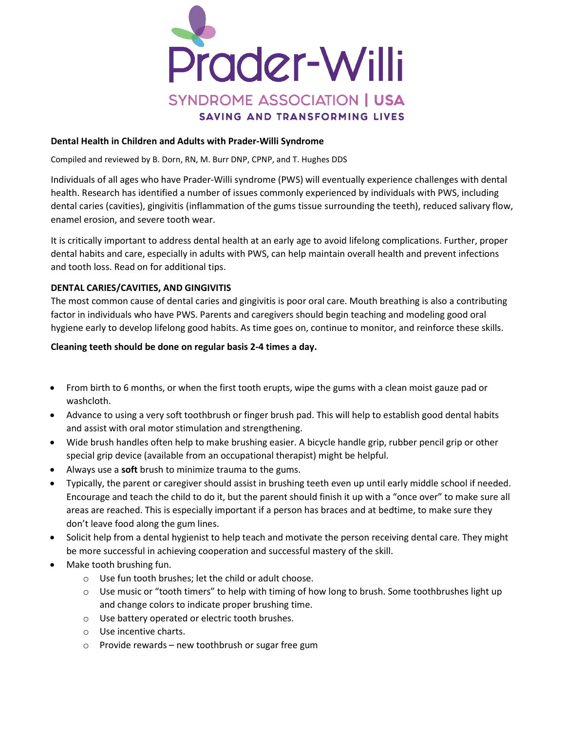Prader-Willi

SYNDROME ASSOCIATION | USA

SAVING AND TRANSFORMING LIVES

# Dental Health in Children and Adults with Prader-Willi Syndrome

Compiled and reviewed by B. Dorn, RN, M. Burr DNP, CPNP, and T. Hughes DDS

Individuals of all ages who have Prader-Willi syndrome (PWS) will eventually experience challenges with dental health. Research has identified a number of issues commonly experienced by individuals with PWS, including dental caries (cavities), gingivitis (inflammation of the gums tissue surrounding the teeth), reduced salivary flow, enamel erosion, and severe tooth wear.

It is critically important to address dental health at an early age to avoid lifelong complications. Further, proper dental habits and care, especially in adults with PWS, can help maintain overall health and prevent infections and tooth loss. Read on for additional tips.

## DENTAL CARIES/CAVITIES, AND GINGIVITIS

The most common cause of dental caries and gingivitis is poor oral care. Mouth breathing is also a contributing factor in individuals who have PWS. Parents and caregivers should begin teaching and modeling good oral hygiene early to develop lifelong good habits. As time goes on, continue to monitor, and reinforce these skills.

**Cleaning teeth should be done on regular basis 2-4 times a day.**

- From birth to 6 months, or when the first tooth erupts, wipe the gums with a clean moist gauze pad or washcloth.
- Advance to using a very soft toothbrush or finger brush pad. This will help to establish good dental habits and assist with oral motor stimulation and strengthening.
- Wide brush handles often help to make brushing easier. A bicycle handle grip, rubber pencil grip or other special grip device (available from an occupational therapist) might be helpful.
- Always use a **soft** brush to minimize trauma to the gums.
- Typically, the parent or caregiver should assist in brushing teeth even up until early middle school if needed. Encourage and teach the child to do it, but the parent should finish it up with a "once over" to make sure all areas are reached. This is especially important if a person has braces and at bedtime, to make sure they don't leave food along the gum lines.
- Solicit help from a dental hygienist to help teach and motivate the person receiving dental care. They might be more successful in achieving cooperation and successful mastery of the skill.
- Make tooth brushing fun.
  - Use fun tooth brushes; let the child or adult choose.
  - Use music or "tooth timers" to help with timing of how long to brush. Some toothbrushes light up and change colors to indicate proper brushing time.
  - Use battery operated or electric tooth brushes.
  - Use incentive charts.
  - Provide rewards – new toothbrush or sugar free gum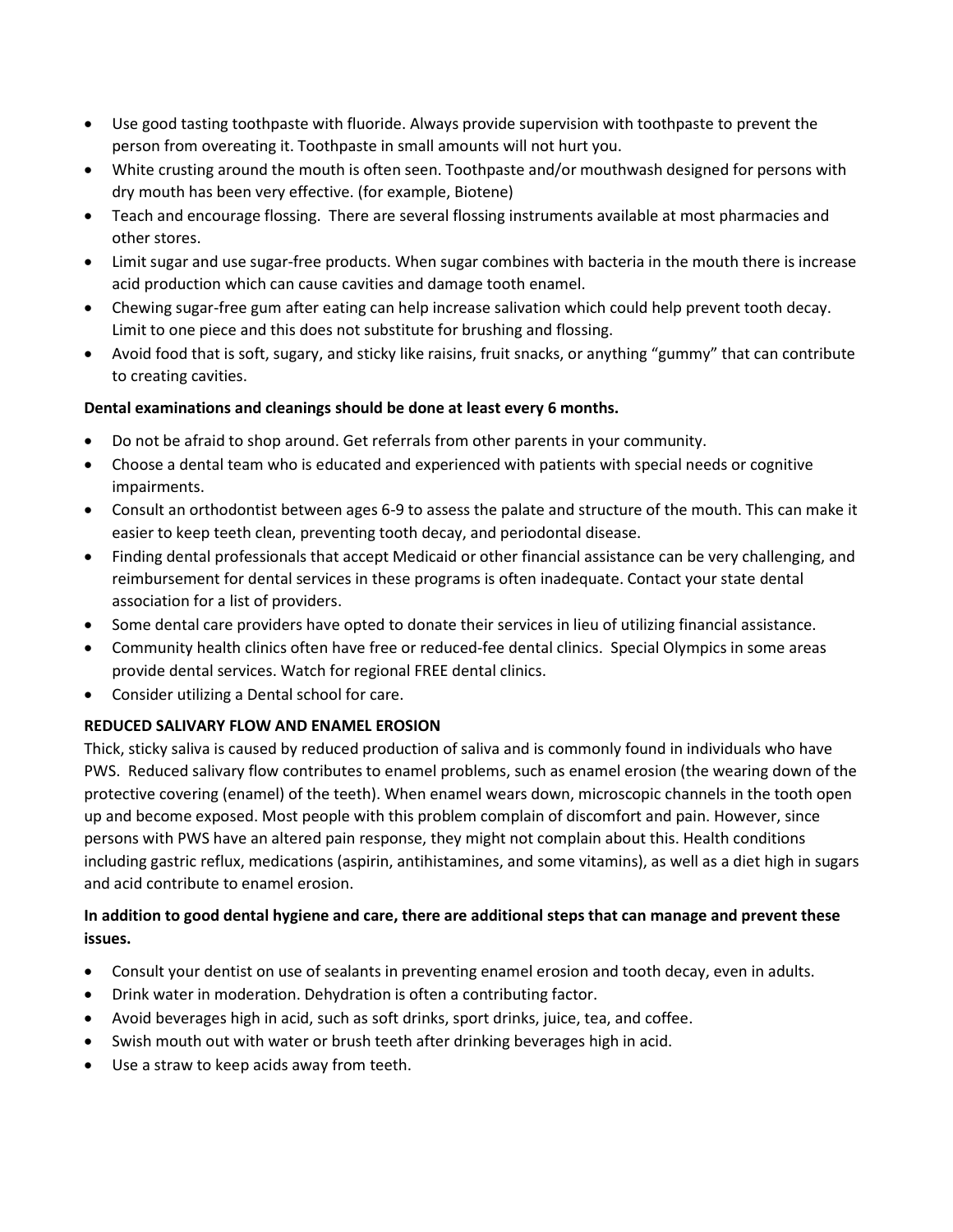- Use good tasting toothpaste with fluoride. Always provide supervision with toothpaste to prevent the person from overeating it. Toothpaste in small amounts will not hurt you.
- White crusting around the mouth is often seen. Toothpaste and/or mouthwash designed for persons with dry mouth has been very effective. (for example, Biotene)
- Teach and encourage flossing. There are several flossing instruments available at most pharmacies and other stores.
- Limit sugar and use sugar-free products. When sugar combines with bacteria in the mouth there is increase acid production which can cause cavities and damage tooth enamel.
- Chewing sugar-free gum after eating can help increase salivation which could help prevent tooth decay. Limit to one piece and this does not substitute for brushing and flossing.
- Avoid food that is soft, sugary, and sticky like raisins, fruit snacks, or anything "gummy" that can contribute to creating cavities.

**Dental examinations and cleanings should be done at least every 6 months.**

- Do not be afraid to shop around. Get referrals from other parents in your community.
- Choose a dental team who is educated and experienced with patients with special needs or cognitive impairments.
- Consult an orthodontist between ages 6-9 to assess the palate and structure of the mouth. This can make it easier to keep teeth clean, preventing tooth decay, and periodontal disease.
- Finding dental professionals that accept Medicaid or other financial assistance can be very challenging, and reimbursement for dental services in these programs is often inadequate. Contact your state dental association for a list of providers.
- Some dental care providers have opted to donate their services in lieu of utilizing financial assistance.
- Community health clinics often have free or reduced-fee dental clinics. Special Olympics in some areas provide dental services. Watch for regional FREE dental clinics.
- Consider utilizing a Dental school for care.

**REDUCED SALIVARY FLOW AND ENAMEL EROSION**

Thick, sticky saliva is caused by reduced production of saliva and is commonly found in individuals who have PWS. Reduced salivary flow contributes to enamel problems, such as enamel erosion (the wearing down of the protective covering (enamel) of the teeth). When enamel wears down, microscopic channels in the tooth open up and become exposed. Most people with this problem complain of discomfort and pain. However, since persons with PWS have an altered pain response, they might not complain about this. Health conditions including gastric reflux, medications (aspirin, antihistamines, and some vitamins), as well as a diet high in sugars and acid contribute to enamel erosion.

**In addition to good dental hygiene and care, there are additional steps that can manage and prevent these issues.**

- Consult your dentist on use of sealants in preventing enamel erosion and tooth decay, even in adults.
- Drink water in moderation. Dehydration is often a contributing factor.
- Avoid beverages high in acid, such as soft drinks, sport drinks, juice, tea, and coffee.
- Swish mouth out with water or brush teeth after drinking beverages high in acid.
- Use a straw to keep acids away from teeth.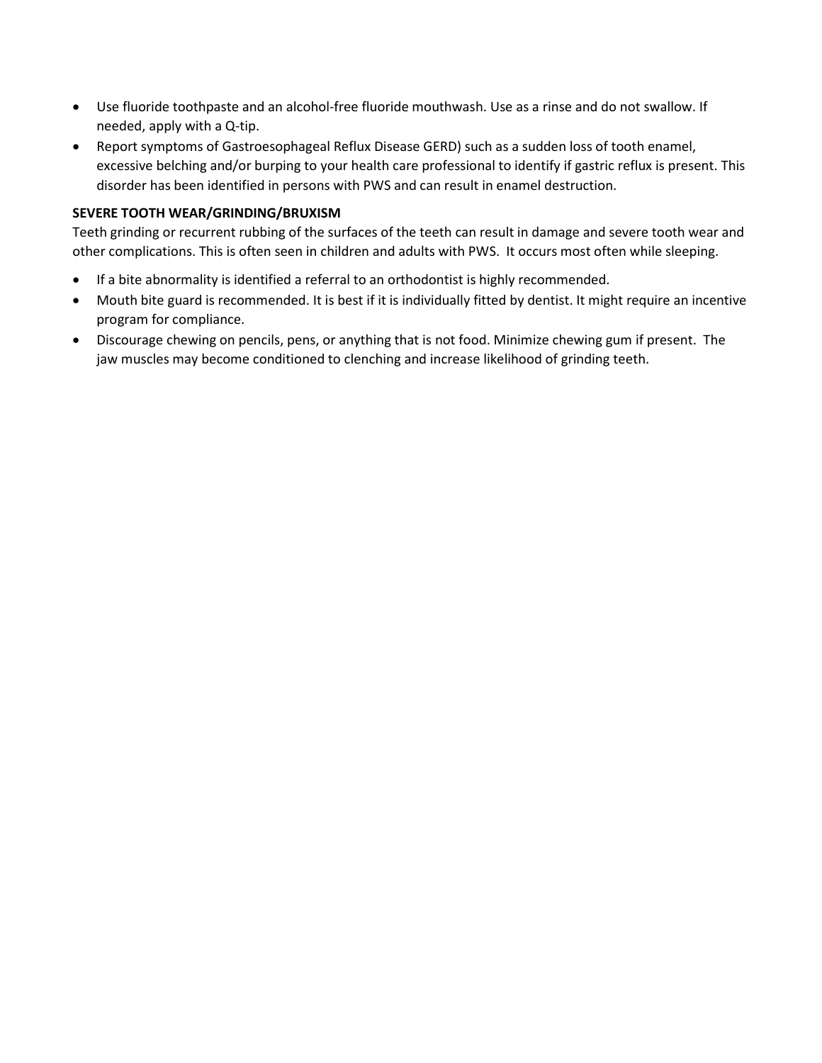- Use fluoride toothpaste and an alcohol-free fluoride mouthwash. Use as a rinse and do not swallow. If needed, apply with a Q-tip.
- Report symptoms of Gastroesophageal Reflux Disease GERD) such as a sudden loss of tooth enamel, excessive belching and/or burping to your health care professional to identify if gastric reflux is present. This disorder has been identified in persons with PWS and can result in enamel destruction.

**SEVERE TOOTH WEAR/GRINDING/BRUXISM**

Teeth grinding or recurrent rubbing of the surfaces of the teeth can result in damage and severe tooth wear and other complications. This is often seen in children and adults with PWS. It occurs most often while sleeping.

- If a bite abnormality is identified a referral to an orthodontist is highly recommended.
- Mouth bite guard is recommended. It is best if it is individually fitted by dentist. It might require an incentive program for compliance.
- Discourage chewing on pencils, pens, or anything that is not food. Minimize chewing gum if present. The jaw muscles may become conditioned to clenching and increase likelihood of grinding teeth.